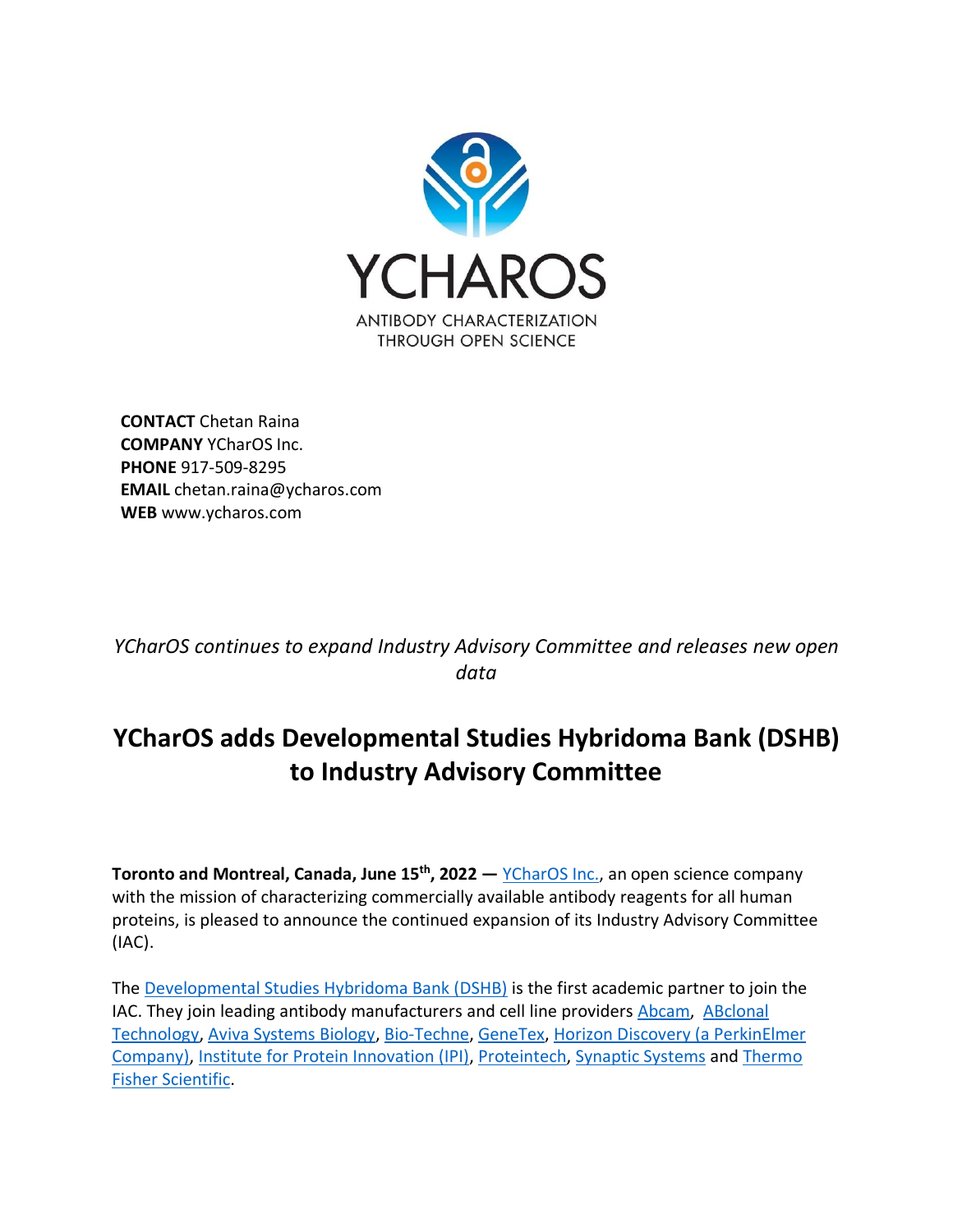YCHAROS

ANTIBODY CHARACTERIZATION THROUGH OPEN SCIENCE

**CONTACT** Chetan Raina
**COMPANY** YCharOS Inc.
**PHONE** 917-509-8295
**EMAIL** chetan.raina@ycharos.com
**WEB** www.ycharos.com

*YCharOS continues to expand Industry Advisory Committee and releases new open data*

# YCharOS adds Developmental Studies Hybridoma Bank (DSHB) to Industry Advisory Committee

**Toronto and Montreal, Canada, June 15th, 2022 —** YCharOS Inc., an open science company with the mission of characterizing commercially available antibody reagents for all human proteins, is pleased to announce the continued expansion of its Industry Advisory Committee (IAC).

The Developmental Studies Hybridoma Bank (DSHB) is the first academic partner to join the IAC. They join leading antibody manufacturers and cell line providers Abcam, ABclonal Technology, Aviva Systems Biology, Bio-Techne, GeneTex, Horizon Discovery (a PerkinElmer Company), Institute for Protein Innovation (IPI), Proteintech, Synaptic Systems and Thermo Fisher Scientific.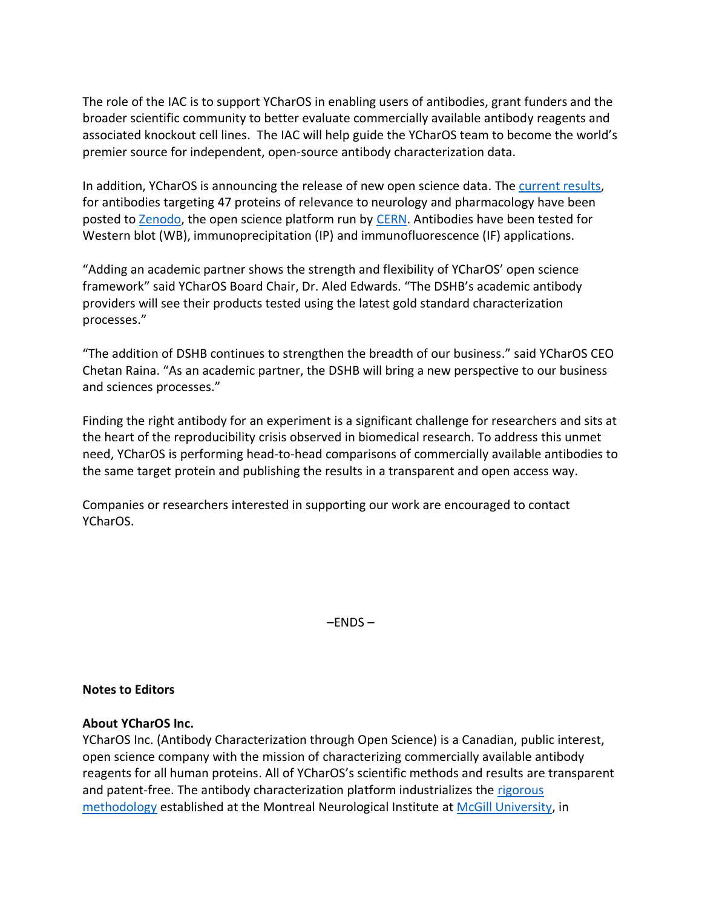The role of the IAC is to support YCharOS in enabling users of antibodies, grant funders and the broader scientific community to better evaluate commercially available antibody reagents and associated knockout cell lines.  The IAC will help guide the YCharOS team to become the world's premier source for independent, open-source antibody characterization data.

In addition, YCharOS is announcing the release of new open science data. The current results, for antibodies targeting 47 proteins of relevance to neurology and pharmacology have been posted to Zenodo, the open science platform run by CERN. Antibodies have been tested for Western blot (WB), immunoprecipitation (IP) and immunofluorescence (IF) applications.

"Adding an academic partner shows the strength and flexibility of YCharOS' open science framework" said YCharOS Board Chair, Dr. Aled Edwards. "The DSHB's academic antibody providers will see their products tested using the latest gold standard characterization processes."

"The addition of DSHB continues to strengthen the breadth of our business." said YCharOS CEO Chetan Raina. "As an academic partner, the DSHB will bring a new perspective to our business and sciences processes."

Finding the right antibody for an experiment is a significant challenge for researchers and sits at the heart of the reproducibility crisis observed in biomedical research. To address this unmet need, YCharOS is performing head-to-head comparisons of commercially available antibodies to the same target protein and publishing the results in a transparent and open access way.

Companies or researchers interested in supporting our work are encouraged to contact YCharOS.

–ENDS –

**Notes to Editors**

**About YCharOS Inc.**

YCharOS Inc. (Antibody Characterization through Open Science) is a Canadian, public interest, open science company with the mission of characterizing commercially available antibody reagents for all human proteins. All of YCharOS's scientific methods and results are transparent and patent-free. The antibody characterization platform industrializes the rigorous methodology established at the Montreal Neurological Institute at McGill University, in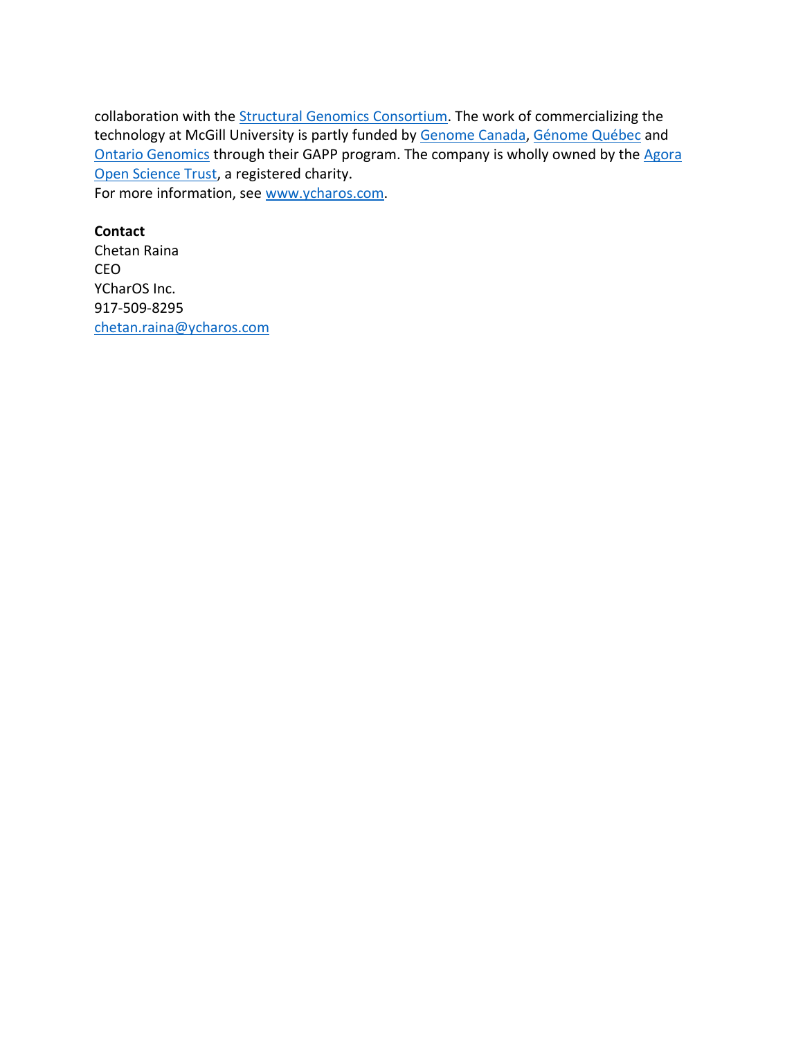collaboration with the Structural Genomics Consortium. The work of commercializing the technology at McGill University is partly funded by Genome Canada, Génome Québec and Ontario Genomics through their GAPP program. The company is wholly owned by the Agora Open Science Trust, a registered charity.
For more information, see www.ycharos.com.

**Contact**
Chetan Raina
CEO
YCharOS Inc.
917-509-8295
chetan.raina@ycharos.com